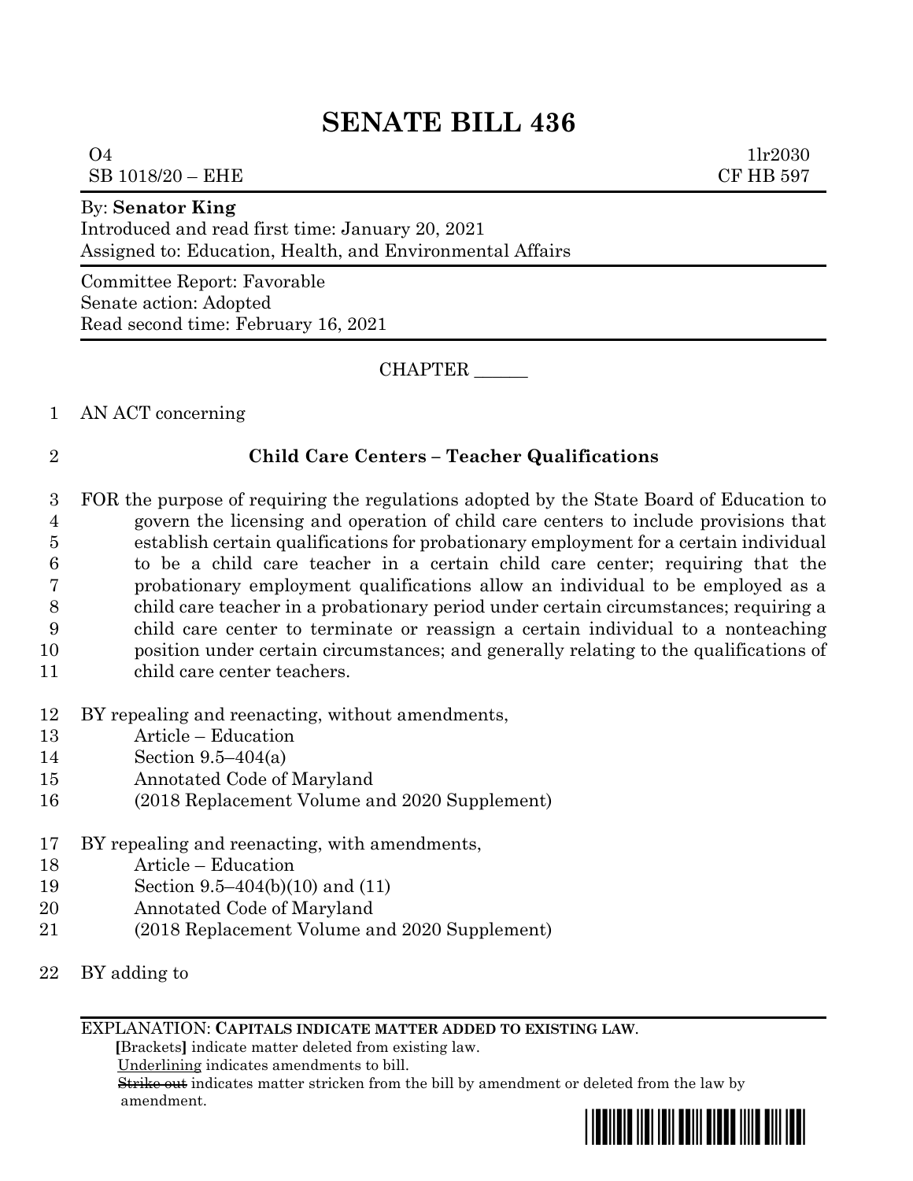# SENATE BILL 436

O4 1lr2030
SB 1018/20 – EHE CF HB 597

By: **Senator King**
Introduced and read first time: January 20, 2021
Assigned to: Education, Health, and Environmental Affairs

Committee Report: Favorable
Senate action: Adopted
Read second time: February 16, 2021

CHAPTER ______

AN ACT concerning

**Child Care Centers – Teacher Qualifications**

FOR the purpose of requiring the regulations adopted by the State Board of Education to govern the licensing and operation of child care centers to include provisions that establish certain qualifications for probationary employment for a certain individual to be a child care teacher in a certain child care center; requiring that the probationary employment qualifications allow an individual to be employed as a child care teacher in a probationary period under certain circumstances; requiring a child care center to terminate or reassign a certain individual to a nonteaching position under certain circumstances; and generally relating to the qualifications of child care center teachers.

BY repealing and reenacting, without amendments,
Article – Education
Section 9.5–404(a)
Annotated Code of Maryland
(2018 Replacement Volume and 2020 Supplement)

BY repealing and reenacting, with amendments,
Article – Education
Section 9.5–404(b)(10) and (11)
Annotated Code of Maryland
(2018 Replacement Volume and 2020 Supplement)

BY adding to

EXPLANATION: **CAPITALS INDICATE MATTER ADDED TO EXISTING LAW.**
**[**Brackets**]** indicate matter deleted from existing law.
Underlining indicates amendments to bill.
~~Strike out~~ indicates matter stricken from the bill by amendment or deleted from the law by amendment.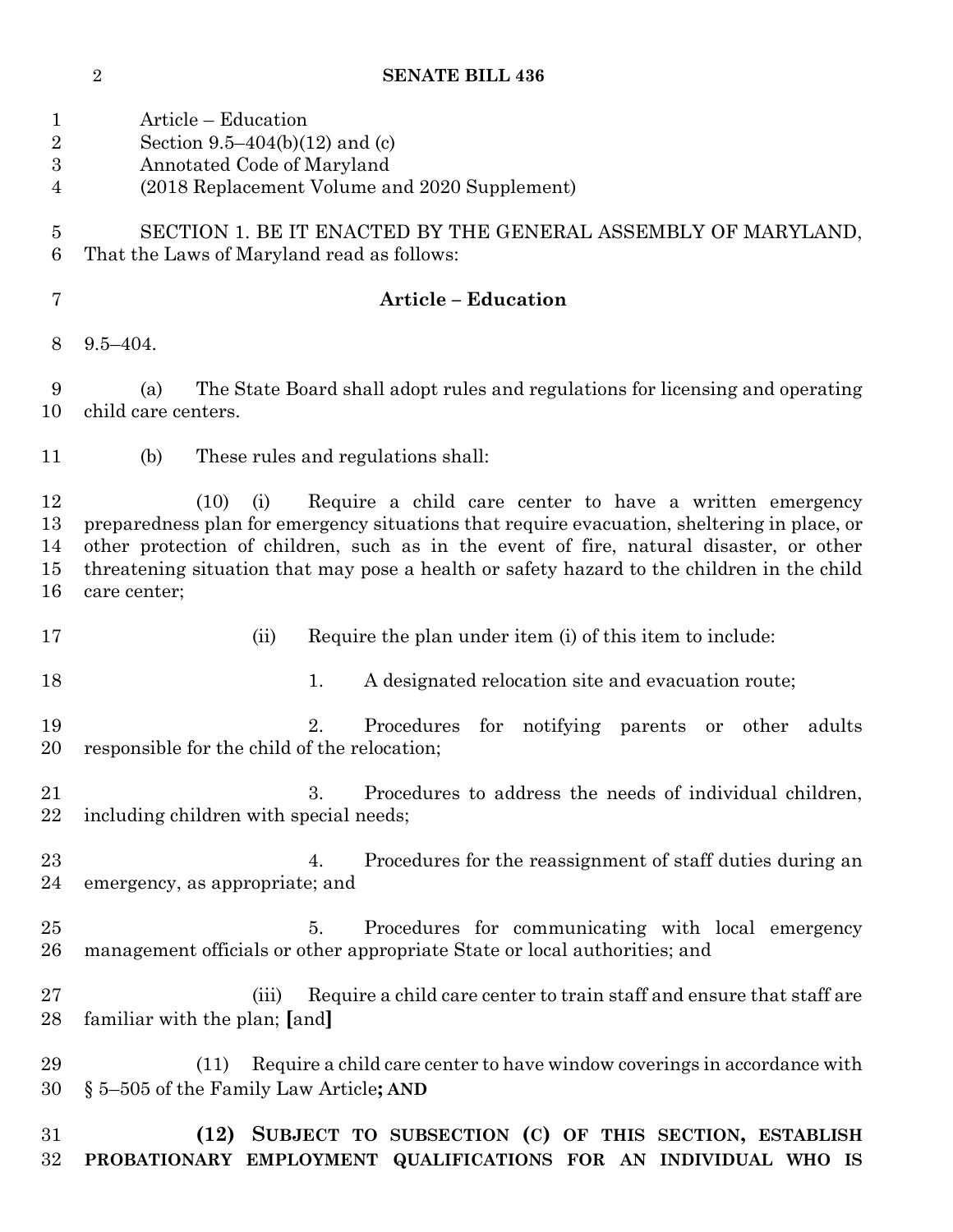Article – Education
Section 9.5–404(b)(12) and (c)
Annotated Code of Maryland
(2018 Replacement Volume and 2020 Supplement)

SECTION 1. BE IT ENACTED BY THE GENERAL ASSEMBLY OF MARYLAND, That the Laws of Maryland read as follows:

**Article – Education**

9.5–404.

(a) The State Board shall adopt rules and regulations for licensing and operating child care centers.

(b) These rules and regulations shall:

(10) (i) Require a child care center to have a written emergency preparedness plan for emergency situations that require evacuation, sheltering in place, or other protection of children, such as in the event of fire, natural disaster, or other threatening situation that may pose a health or safety hazard to the children in the child care center;

(ii) Require the plan under item (i) of this item to include:

1. A designated relocation site and evacuation route;

2. Procedures for notifying parents or other adults responsible for the child of the relocation;

3. Procedures to address the needs of individual children, including children with special needs;

4. Procedures for the reassignment of staff duties during an emergency, as appropriate; and

5. Procedures for communicating with local emergency management officials or other appropriate State or local authorities; and

(iii) Require a child care center to train staff and ensure that staff are familiar with the plan; **[**and**]**

(11) Require a child care center to have window coverings in accordance with § 5–505 of the Family Law Article**; AND**

**(12) SUBJECT TO SUBSECTION (C) OF THIS SECTION, ESTABLISH PROBATIONARY EMPLOYMENT QUALIFICATIONS FOR AN INDIVIDUAL WHO IS**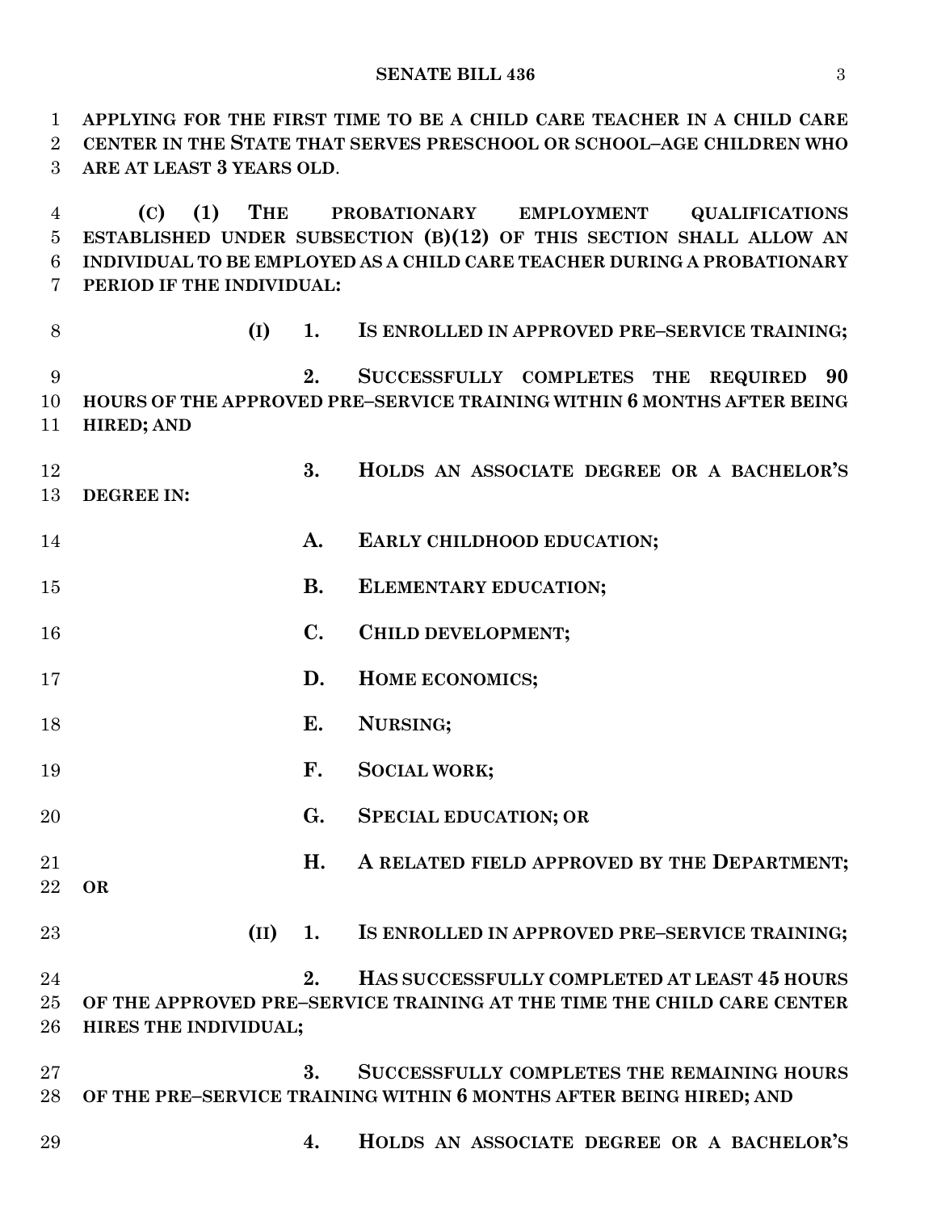**APPLYING FOR THE FIRST TIME TO BE A CHILD CARE TEACHER IN A CHILD CARE CENTER IN THE STATE THAT SERVES PRESCHOOL OR SCHOOL–AGE CHILDREN WHO ARE AT LEAST 3 YEARS OLD**.

**(C) (1) THE PROBATIONARY EMPLOYMENT QUALIFICATIONS ESTABLISHED UNDER SUBSECTION (B)(12) OF THIS SECTION SHALL ALLOW AN INDIVIDUAL TO BE EMPLOYED AS A CHILD CARE TEACHER DURING A PROBATIONARY PERIOD IF THE INDIVIDUAL:**

**(I) 1. IS ENROLLED IN APPROVED PRE–SERVICE TRAINING;**

**2. SUCCESSFULLY COMPLETES THE REQUIRED 90 HOURS OF THE APPROVED PRE–SERVICE TRAINING WITHIN 6 MONTHS AFTER BEING HIRED; AND**

**3. HOLDS AN ASSOCIATE DEGREE OR A BACHELOR'S DEGREE IN:**

**A. EARLY CHILDHOOD EDUCATION;**

**B. ELEMENTARY EDUCATION;**

**C. CHILD DEVELOPMENT;**

**D. HOME ECONOMICS;**

**E. NURSING;**

**F. SOCIAL WORK;**

**G. SPECIAL EDUCATION; OR**

**H. A RELATED FIELD APPROVED BY THE DEPARTMENT; OR**

**(II) 1. IS ENROLLED IN APPROVED PRE–SERVICE TRAINING;**

**2. HAS SUCCESSFULLY COMPLETED AT LEAST 45 HOURS OF THE APPROVED PRE–SERVICE TRAINING AT THE TIME THE CHILD CARE CENTER HIRES THE INDIVIDUAL;**

**3. SUCCESSFULLY COMPLETES THE REMAINING HOURS OF THE PRE–SERVICE TRAINING WITHIN 6 MONTHS AFTER BEING HIRED; AND**

**4. HOLDS AN ASSOCIATE DEGREE OR A BACHELOR'S**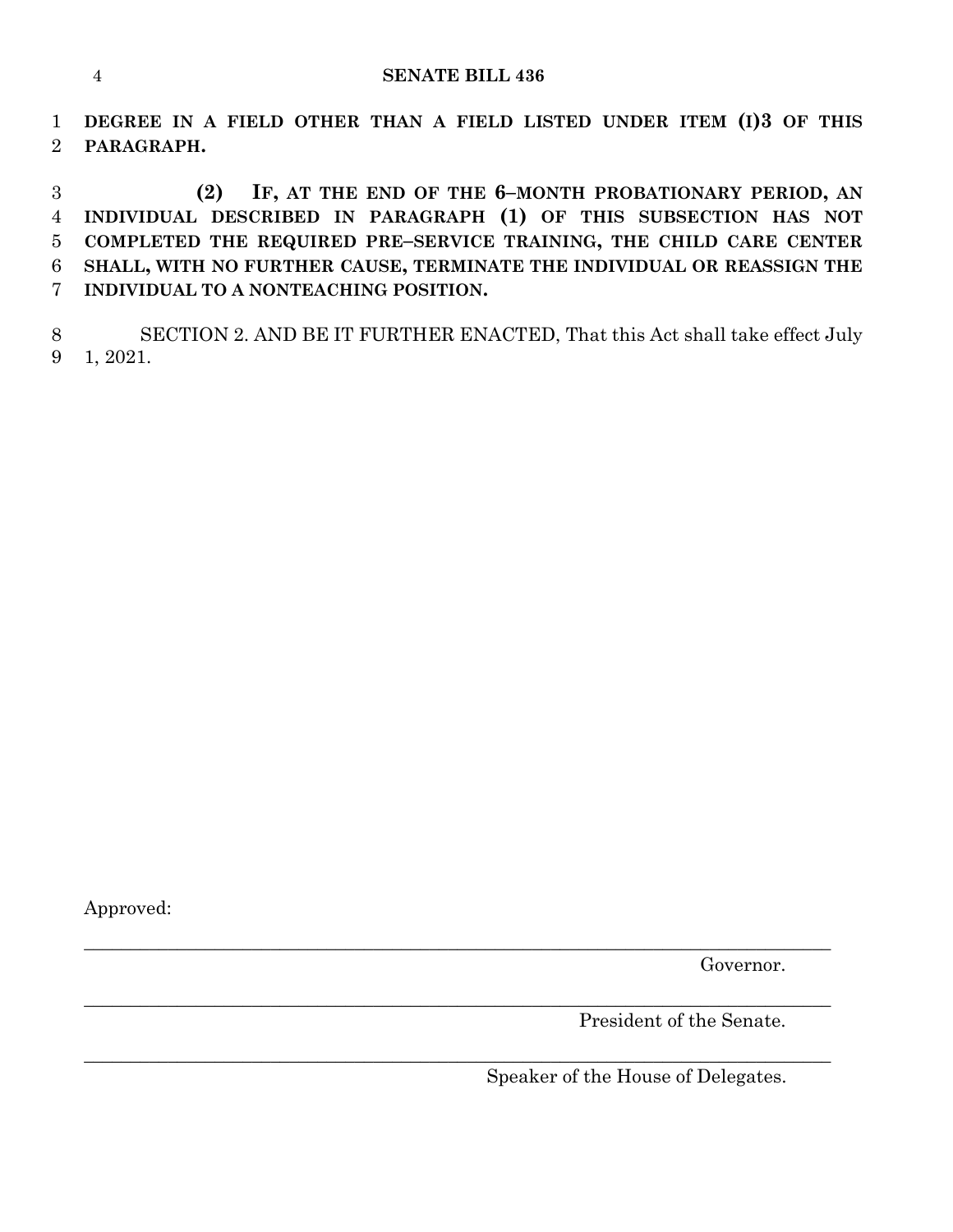**DEGREE IN A FIELD OTHER THAN A FIELD LISTED UNDER ITEM (I)3 OF THIS PARAGRAPH.**

**(2) IF, AT THE END OF THE 6–MONTH PROBATIONARY PERIOD, AN INDIVIDUAL DESCRIBED IN PARAGRAPH (1) OF THIS SUBSECTION HAS NOT COMPLETED THE REQUIRED PRE–SERVICE TRAINING, THE CHILD CARE CENTER SHALL, WITH NO FURTHER CAUSE, TERMINATE THE INDIVIDUAL OR REASSIGN THE INDIVIDUAL TO A NONTEACHING POSITION.**

SECTION 2. AND BE IT FURTHER ENACTED, That this Act shall take effect July 1, 2021.

Approved:

\_\_\_\_\_\_\_\_\_\_\_\_\_\_\_\_\_\_\_\_\_\_\_\_\_\_\_\_\_\_\_\_\_\_\_\_\_\_\_\_\_\_\_\_

Governor.

\_\_\_\_\_\_\_\_\_\_\_\_\_\_\_\_\_\_\_\_\_\_\_\_\_\_\_\_\_\_\_\_\_\_\_\_\_\_\_\_\_\_\_\_

President of the Senate.

\_\_\_\_\_\_\_\_\_\_\_\_\_\_\_\_\_\_\_\_\_\_\_\_\_\_\_\_\_\_\_\_\_\_\_\_\_\_\_\_\_\_\_\_

Speaker of the House of Delegates.